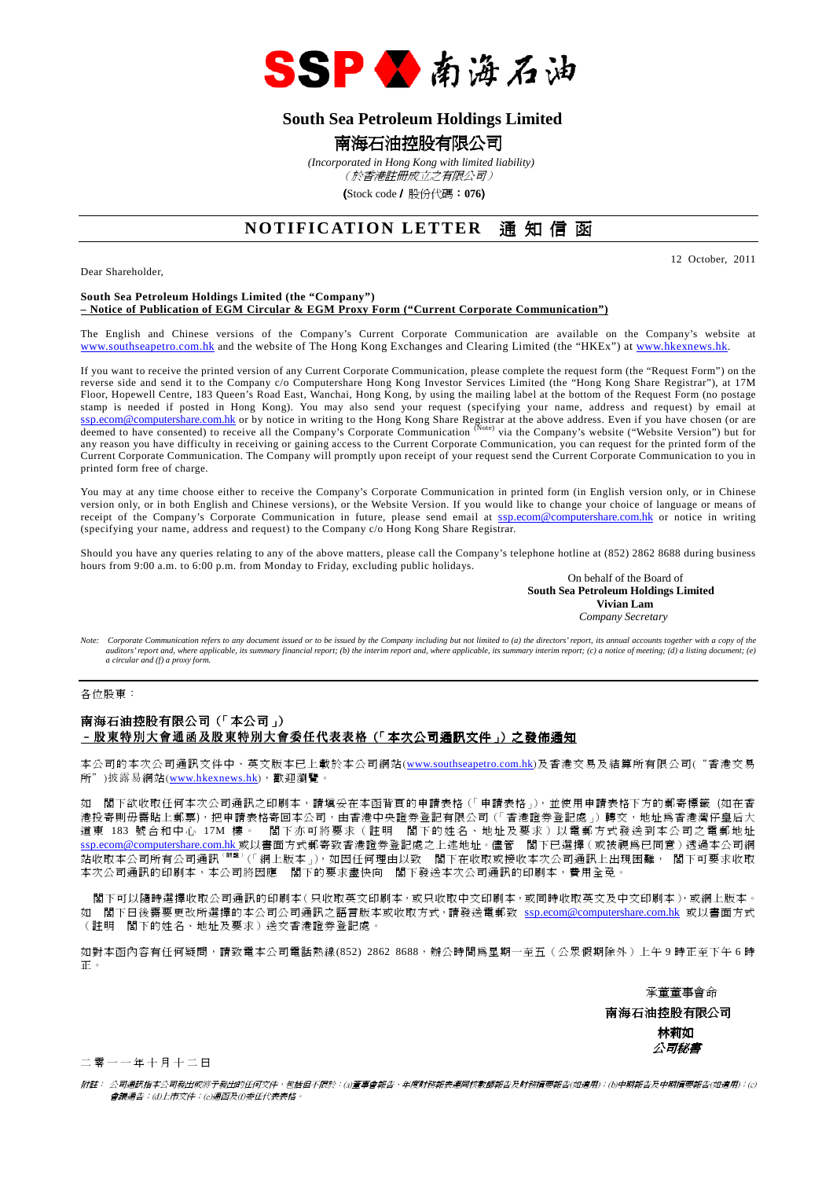# South Sea Petroleum Holdings Limited

## 南海石油控股有限公司

*(Incorporated in Hong Kong with limited liability)*
*（於香港註冊成立之有限公司）*

**(**Stock code **/** 股份代碼：**076)**

## NOTIFICATION LETTER 通知信函

12 October, 2011

Dear Shareholder,

**South Sea Petroleum Holdings Limited (the "Company")**
**– Notice of Publication of EGM Circular & EGM Proxy Form ("Current Corporate Communication")**

The English and Chinese versions of the Company's Current Corporate Communication are available on the Company's website at www.southseapetro.com.hk and the website of The Hong Kong Exchanges and Clearing Limited (the "HKEx") at www.hkexnews.hk.

If you want to receive the printed version of any Current Corporate Communication, please complete the request form (the "Request Form") on the reverse side and send it to the Company c/o Computershare Hong Kong Investor Services Limited (the "Hong Kong Share Registrar"), at 17M Floor, Hopewell Centre, 183 Queen's Road East, Wanchai, Hong Kong, by using the mailing label at the bottom of the Request Form (no postage stamp is needed if posted in Hong Kong). You may also send your request (specifying your name, address and request) by email at ssp.ecom@computershare.com.hk or by notice in writing to the Hong Kong Share Registrar at the above address. Even if you have chosen (or are deemed to have consented) to receive all the Company's Corporate Communication (Note) via the Company's website ("Website Version") but for any reason you have difficulty in receiving or gaining access to the Current Corporate Communication, you can request for the printed form of the Current Corporate Communication. The Company will promptly upon receipt of your request send the Current Corporate Communication to you in printed form free of charge.

You may at any time choose either to receive the Company's Corporate Communication in printed form (in English version only, or in Chinese version only, or in both English and Chinese versions), or the Website Version. If you would like to change your choice of language or means of receipt of the Company's Corporate Communication in future, please send email at ssp.ecom@computershare.com.hk or notice in writing (specifying your name, address and request) to the Company c/o Hong Kong Share Registrar.

Should you have any queries relating to any of the above matters, please call the Company's telephone hotline at (852) 2862 8688 during business hours from 9:00 a.m. to 6:00 p.m. from Monday to Friday, excluding public holidays.

On behalf of the Board of
**South Sea Petroleum Holdings Limited**
**Vivian Lam**
*Company Secretary*

*Note: Corporate Communication refers to any document issued or to be issued by the Company including but not limited to (a) the directors' report, its annual accounts together with a copy of the auditors' report and, where applicable, its summary financial report; (b) the interim report and, where applicable, its summary interim report; (c) a notice of meeting; (d) a listing document; (e) a circular and (f) a proxy form.*

---

各位股東：

**南海石油控股有限公司（「本公司」）**
**–股東特別大會通函及股東特別大會委任代表表格（「本次公司通訊文件」）之發佈通知**

本公司的本次公司通訊文件中、英文版本已上載於本公司網站(www.southseapetro.com.hk)及香港交易及結算所有限公司("香港交易所")披露易網站(www.hkexnews.hk)，歡迎瀏覽。

如 閣下欲收取任何本次公司通訊之印刷本，請填妥在本函背頁的申請表格（「申請表格」），並使用申請表格下方的郵寄標籤（如在香港投寄則毋需貼上郵票），把申請表格寄回本公司，由香港中央證券登記有限公司（「香港證券登記處」）轉交，地址為香港灣仔皇后大道東 183 號合和中心 17M 樓。 閣下亦可將要求（註明 閣下的姓名、地址及要求）以電郵方式發送到本公司之電郵地址 ssp.ecom@computershare.com.hk 或以書面方式郵寄致香港證券登記處之上述地址。儘管 閣下已選擇（或被視為已同意）透過本公司網站收取本公司所有公司通訊(附註)（「網上版本」），如因任何理由以致 閣下在收取或接收本次公司通訊上出現困難， 閣下可要求收取本次公司通訊的印刷本，本公司將因應 閣下的要求盡快向 閣下發送本次公司通訊的印刷本，費用全免。

閣下可以隨時選擇收取公司通訊的印刷本（只收取英文印刷本，或只收取中文印刷本，或同時收取英文及中文印刷本），或網上版本。如 閣下日後需要更改所選擇的本公司公司通訊之語言版本或收取方式，請發送電郵致 ssp.ecom@computershare.com.hk 或以書面方式（註明 閣下的姓名、地址及要求）送交香港證券登記處。

如對本函內容有任何疑問，請致電本公司電話熱線(852) 2862 8688，辦公時間為星期一至五（公眾假期除外）上午 9 時正至下午 6 時正。

承董事會命
**南海石油控股有限公司**
**林莉如**
***公司秘書***

二零一一年十月十二日

*附註： 公司通訊指本公司發出或將予發出的任何文件，包括但不限於：(a)董事會報告、年度財務報表連同核數師報告及財務摘要報告(如適用)；(b)中期報告及中期摘要報告(如適用)；(c)會議通告；(d)上市文件；(e)通函及(f)委任代表表格。*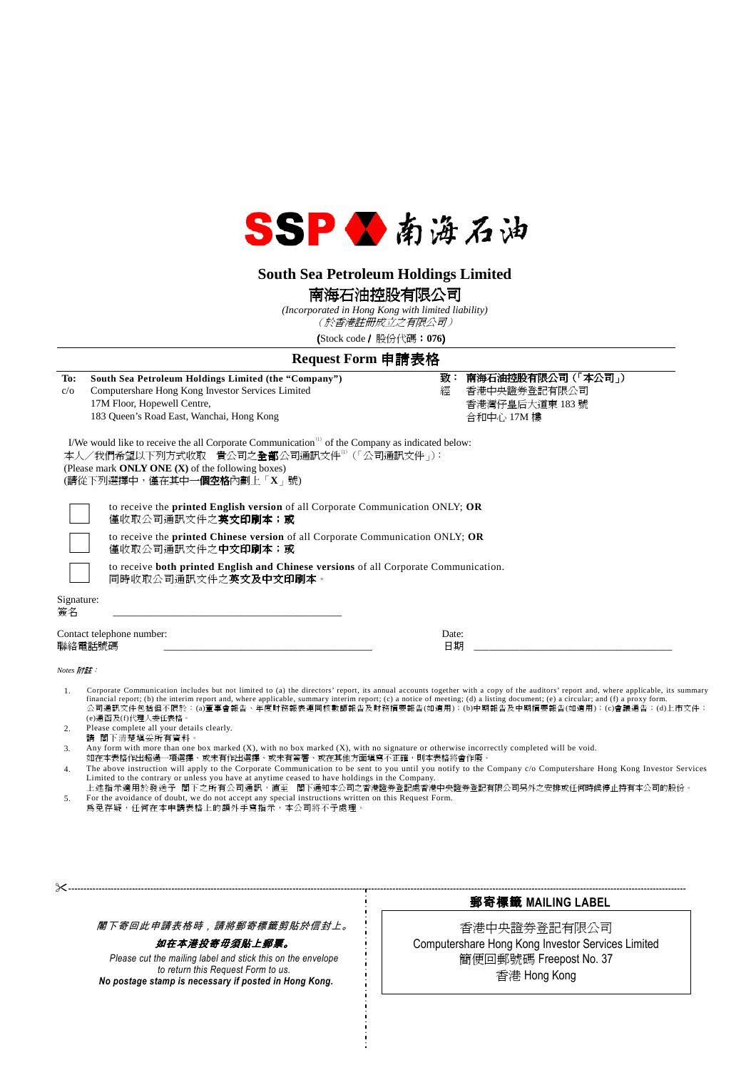SSP 南海石油

# South Sea Petroleum Holdings Limited

# 南海石油控股有限公司

*(Incorporated in Hong Kong with limited liability)*

*（於香港註冊成立之有限公司）*

(Stock code / 股份代碼：**076**)

## Request Form 申請表格

| | | | |
|---|---|---|---|
| **To:** | **South Sea Petroleum Holdings Limited (the "Company")** | **致：** | **南海石油控股有限公司（「本公司」）** |
| c/o | Computershare Hong Kong Investor Services Limited<br>17M Floor, Hopewell Centre,<br>183 Queen's Road East, Wanchai, Hong Kong | 經 | 香港中央證券登記有限公司<br>香港灣仔皇后大道東 183 號<br>合和中心 17M 樓 |

I/We would like to receive the all Corporate Communication[1] of the Company as indicated below:

本人／我們希望以下列方式收取 貴公司之**全部**公司通訊文件[1]（「公司通訊文件」）：

(Please mark **ONLY ONE (X)** of the following boxes)

(請從下列選擇中，僅在其中**一個空格**內劃上「**X**」號)

☐ to receive the **printed English version** of all Corporate Communication ONLY; **OR**
僅收取公司通訊文件之**英文印刷本；或**

☐ to receive the **printed Chinese version** of all Corporate Communication ONLY; **OR**
僅收取公司通訊文件之**中文印刷本；或**

☐ to receive **both printed English and Chinese versions** of all Corporate Communication.
同時收取公司通訊文件之**英文及中文印刷本**。

Signature:
簽名 ____________________________________________

Contact telephone number:
聯絡電話號碼 ____________________________________________

Date:
日期 ____________________________________________

*Notes 附註：*

1. Corporate Communication includes but not limited to (a) the directors' report, its annual accounts together with a copy of the auditors' report and, where applicable, its summary financial report; (b) the interim report and, where applicable, summary interim report; (c) a notice of meeting; (d) a listing document; (e) a circular; and (f) a proxy form.
公司通訊文件包括但不限於：(a)董事會報告、年度財務報表連同核數師報告及財務摘要報告(如適用)；(b)中期報告及中期摘要報告(如適用)；(c)會議通告；(d)上市文件；(e)通函及(f)代理人委任表格。
2. Please complete all your details clearly.
請 閣下清楚填妥所有資料。
3. Any form with more than one box marked (X), with no box marked (X), with no signature or otherwise incorrectly completed will be void.
如在本表格作出超過一項選擇、或未有作出選擇、或未有簽署、或在其他方面填寫不正確，則本表格將會作廢。
4. The above instruction will apply to the Corporate Communication to be sent to you until you notify to the Company c/o Computershare Hong Kong Investor Services Limited to the contrary or unless you have at anytime ceased to have holdings in the Company.
上述指示適用於發送予 閣下之所有公司通訊，直至 閣下通知本公司之香港證券登記處香港中央證券登記有限公司另外之安排或任何時候停止持有本公司的股份。
5. For the avoidance of doubt, we do not accept any special instructions written on this Request Form.
為免存疑，任何在本申請表格上的額外手寫指示，本公司將不予處理。

---

*閣下寄回此申請表格時，請將郵寄標籤剪貼於信封上。*

***如在本港投寄毋須貼上郵票。***

*Please cut the mailing label and stick this on the envelope to return this Request Form to us.*

***No postage stamp is necessary if posted in Hong Kong.***

**郵寄標籤 MAILING LABEL**

香港中央證券登記有限公司
Computershare Hong Kong Investor Services Limited
簡便回郵號碼 Freepost No. 37
香港 Hong Kong